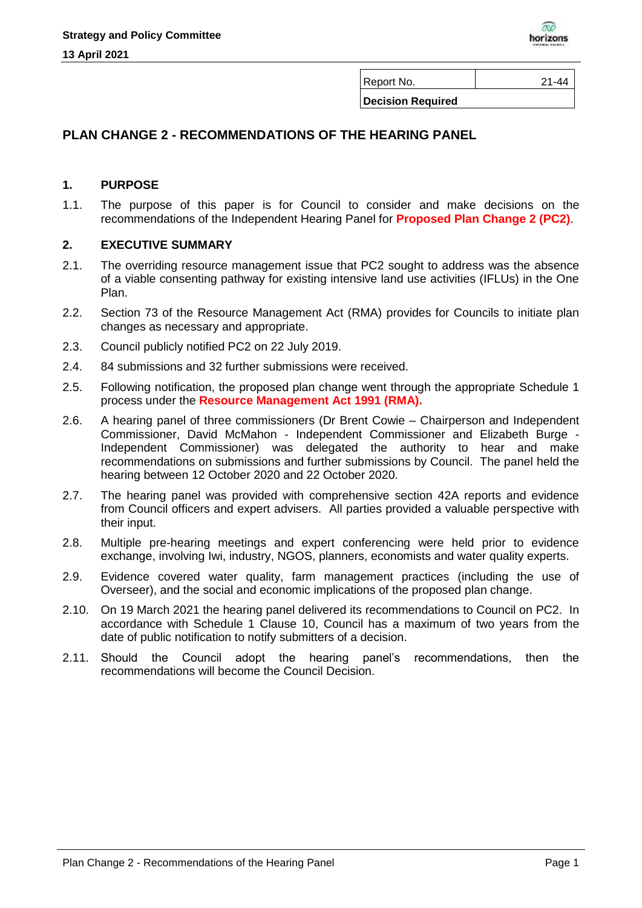| Report No. | 21-44 |
| --- | --- |
| **Decision Required** | |

## PLAN CHANGE 2 - RECOMMENDATIONS OF THE HEARING PANEL

### 1. PURPOSE

1.1. The purpose of this paper is for Council to consider and make decisions on the recommendations of the Independent Hearing Panel for **Proposed Plan Change 2 (PC2)**.

### 2. EXECUTIVE SUMMARY

2.1. The overriding resource management issue that PC2 sought to address was the absence of a viable consenting pathway for existing intensive land use activities (IFLUs) in the One Plan.

2.2. Section 73 of the Resource Management Act (RMA) provides for Councils to initiate plan changes as necessary and appropriate.

2.3. Council publicly notified PC2 on 22 July 2019.

2.4. 84 submissions and 32 further submissions were received.

2.5. Following notification, the proposed plan change went through the appropriate Schedule 1 process under the **Resource Management Act 1991 (RMA).**

2.6. A hearing panel of three commissioners (Dr Brent Cowie – Chairperson and Independent Commissioner, David McMahon - Independent Commissioner and Elizabeth Burge - Independent Commissioner) was delegated the authority to hear and make recommendations on submissions and further submissions by Council. The panel held the hearing between 12 October 2020 and 22 October 2020.

2.7. The hearing panel was provided with comprehensive section 42A reports and evidence from Council officers and expert advisers. All parties provided a valuable perspective with their input.

2.8. Multiple pre-hearing meetings and expert conferencing were held prior to evidence exchange, involving Iwi, industry, NGOS, planners, economists and water quality experts.

2.9. Evidence covered water quality, farm management practices (including the use of Overseer), and the social and economic implications of the proposed plan change.

2.10. On 19 March 2021 the hearing panel delivered its recommendations to Council on PC2. In accordance with Schedule 1 Clause 10, Council has a maximum of two years from the date of public notification to notify submitters of a decision.

2.11. Should the Council adopt the hearing panel's recommendations, then the recommendations will become the Council Decision.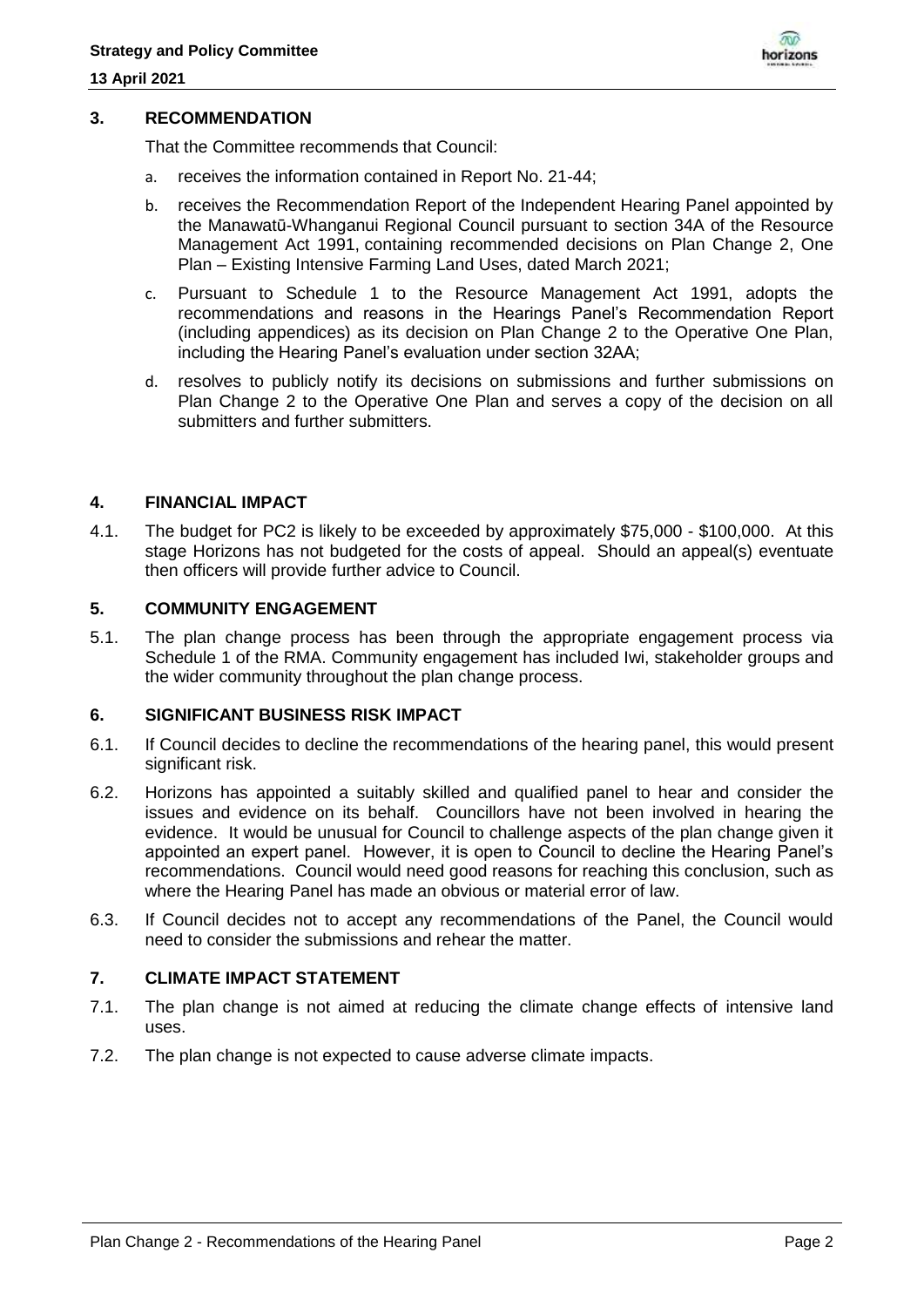## 3. RECOMMENDATION

That the Committee recommends that Council:

a. receives the information contained in Report No. 21-44;

b. receives the Recommendation Report of the Independent Hearing Panel appointed by the Manawatū-Whanganui Regional Council pursuant to section 34A of the Resource Management Act 1991, containing recommended decisions on Plan Change 2, One Plan – Existing Intensive Farming Land Uses, dated March 2021;

c. Pursuant to Schedule 1 to the Resource Management Act 1991, adopts the recommendations and reasons in the Hearings Panel's Recommendation Report (including appendices) as its decision on Plan Change 2 to the Operative One Plan, including the Hearing Panel's evaluation under section 32AA;

d. resolves to publicly notify its decisions on submissions and further submissions on Plan Change 2 to the Operative One Plan and serves a copy of the decision on all submitters and further submitters.

## 4. FINANCIAL IMPACT

4.1. The budget for PC2 is likely to be exceeded by approximately $75,000 - $100,000. At this stage Horizons has not budgeted for the costs of appeal. Should an appeal(s) eventuate then officers will provide further advice to Council.

## 5. COMMUNITY ENGAGEMENT

5.1. The plan change process has been through the appropriate engagement process via Schedule 1 of the RMA. Community engagement has included Iwi, stakeholder groups and the wider community throughout the plan change process.

## 6. SIGNIFICANT BUSINESS RISK IMPACT

6.1. If Council decides to decline the recommendations of the hearing panel, this would present significant risk.

6.2. Horizons has appointed a suitably skilled and qualified panel to hear and consider the issues and evidence on its behalf. Councillors have not been involved in hearing the evidence. It would be unusual for Council to challenge aspects of the plan change given it appointed an expert panel. However, it is open to Council to decline the Hearing Panel's recommendations. Council would need good reasons for reaching this conclusion, such as where the Hearing Panel has made an obvious or material error of law.

6.3. If Council decides not to accept any recommendations of the Panel, the Council would need to consider the submissions and rehear the matter.

## 7. CLIMATE IMPACT STATEMENT

7.1. The plan change is not aimed at reducing the climate change effects of intensive land uses.

7.2. The plan change is not expected to cause adverse climate impacts.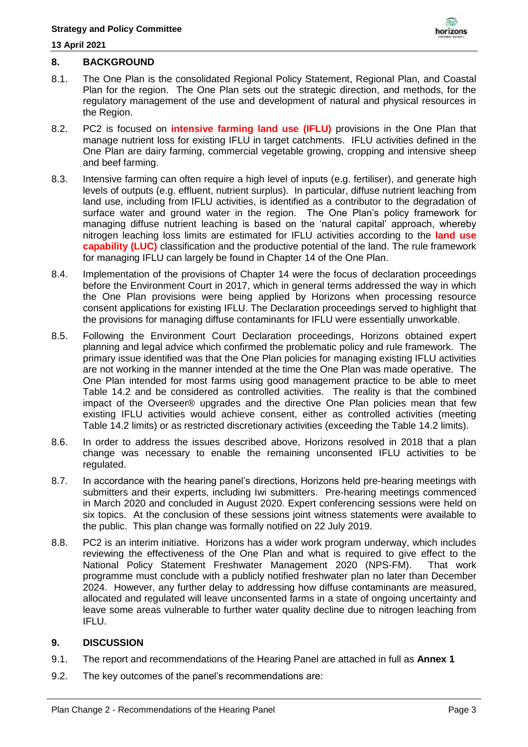## 8. BACKGROUND

8.1. The One Plan is the consolidated Regional Policy Statement, Regional Plan, and Coastal Plan for the region. The One Plan sets out the strategic direction, and methods, for the regulatory management of the use and development of natural and physical resources in the Region.

8.2. PC2 is focused on **intensive farming land use (IFLU)** provisions in the One Plan that manage nutrient loss for existing IFLU in target catchments. IFLU activities defined in the One Plan are dairy farming, commercial vegetable growing, cropping and intensive sheep and beef farming.

8.3. Intensive farming can often require a high level of inputs (e.g. fertiliser), and generate high levels of outputs (e.g. effluent, nutrient surplus). In particular, diffuse nutrient leaching from land use, including from IFLU activities, is identified as a contributor to the degradation of surface water and ground water in the region. The One Plan's policy framework for managing diffuse nutrient leaching is based on the 'natural capital' approach, whereby nitrogen leaching loss limits are estimated for IFLU activities according to the **land use capability (LUC)** classification and the productive potential of the land. The rule framework for managing IFLU can largely be found in Chapter 14 of the One Plan.

8.4. Implementation of the provisions of Chapter 14 were the focus of declaration proceedings before the Environment Court in 2017, which in general terms addressed the way in which the One Plan provisions were being applied by Horizons when processing resource consent applications for existing IFLU. The Declaration proceedings served to highlight that the provisions for managing diffuse contaminants for IFLU were essentially unworkable.

8.5. Following the Environment Court Declaration proceedings, Horizons obtained expert planning and legal advice which confirmed the problematic policy and rule framework. The primary issue identified was that the One Plan policies for managing existing IFLU activities are not working in the manner intended at the time the One Plan was made operative. The One Plan intended for most farms using good management practice to be able to meet Table 14.2 and be considered as controlled activities. The reality is that the combined impact of the Overseer® upgrades and the directive One Plan policies mean that few existing IFLU activities would achieve consent, either as controlled activities (meeting Table 14.2 limits) or as restricted discretionary activities (exceeding the Table 14.2 limits).

8.6. In order to address the issues described above, Horizons resolved in 2018 that a plan change was necessary to enable the remaining unconsented IFLU activities to be regulated.

8.7. In accordance with the hearing panel's directions, Horizons held pre-hearing meetings with submitters and their experts, including Iwi submitters. Pre-hearing meetings commenced in March 2020 and concluded in August 2020. Expert conferencing sessions were held on six topics. At the conclusion of these sessions joint witness statements were available to the public. This plan change was formally notified on 22 July 2019.

8.8. PC2 is an interim initiative. Horizons has a wider work program underway, which includes reviewing the effectiveness of the One Plan and what is required to give effect to the National Policy Statement Freshwater Management 2020 (NPS-FM). That work programme must conclude with a publicly notified freshwater plan no later than December 2024. However, any further delay to addressing how diffuse contaminants are measured, allocated and regulated will leave unconsented farms in a state of ongoing uncertainty and leave some areas vulnerable to further water quality decline due to nitrogen leaching from IFLU.

## 9. DISCUSSION

9.1. The report and recommendations of the Hearing Panel are attached in full as **Annex 1**

9.2. The key outcomes of the panel's recommendations are: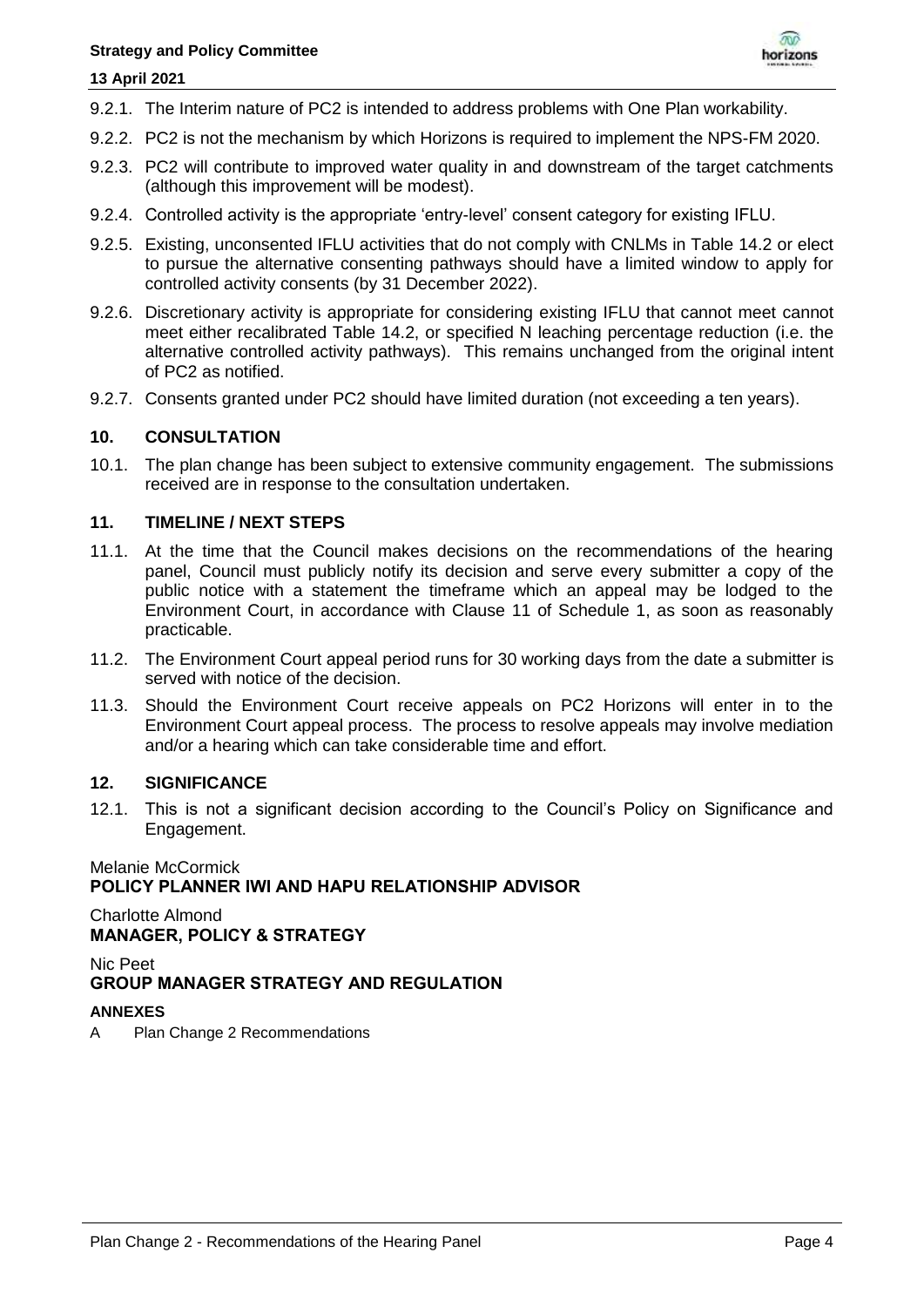9.2.1. The Interim nature of PC2 is intended to address problems with One Plan workability.

9.2.2. PC2 is not the mechanism by which Horizons is required to implement the NPS-FM 2020.

9.2.3. PC2 will contribute to improved water quality in and downstream of the target catchments (although this improvement will be modest).

9.2.4. Controlled activity is the appropriate 'entry-level' consent category for existing IFLU.

9.2.5. Existing, unconsented IFLU activities that do not comply with CNLMs in Table 14.2 or elect to pursue the alternative consenting pathways should have a limited window to apply for controlled activity consents (by 31 December 2022).

9.2.6. Discretionary activity is appropriate for considering existing IFLU that cannot meet cannot meet either recalibrated Table 14.2, or specified N leaching percentage reduction (i.e. the alternative controlled activity pathways). This remains unchanged from the original intent of PC2 as notified.

9.2.7. Consents granted under PC2 should have limited duration (not exceeding a ten years).

## 10. CONSULTATION

10.1. The plan change has been subject to extensive community engagement. The submissions received are in response to the consultation undertaken.

## 11. TIMELINE / NEXT STEPS

11.1. At the time that the Council makes decisions on the recommendations of the hearing panel, Council must publicly notify its decision and serve every submitter a copy of the public notice with a statement the timeframe which an appeal may be lodged to the Environment Court, in accordance with Clause 11 of Schedule 1, as soon as reasonably practicable.

11.2. The Environment Court appeal period runs for 30 working days from the date a submitter is served with notice of the decision.

11.3. Should the Environment Court receive appeals on PC2 Horizons will enter in to the Environment Court appeal process. The process to resolve appeals may involve mediation and/or a hearing which can take considerable time and effort.

## 12. SIGNIFICANCE

12.1. This is not a significant decision according to the Council's Policy on Significance and Engagement.

Melanie McCormick
**POLICY PLANNER IWI AND HAPU RELATIONSHIP ADVISOR**

Charlotte Almond
**MANAGER, POLICY & STRATEGY**

Nic Peet
**GROUP MANAGER STRATEGY AND REGULATION**

**ANNEXES**

A Plan Change 2 Recommendations